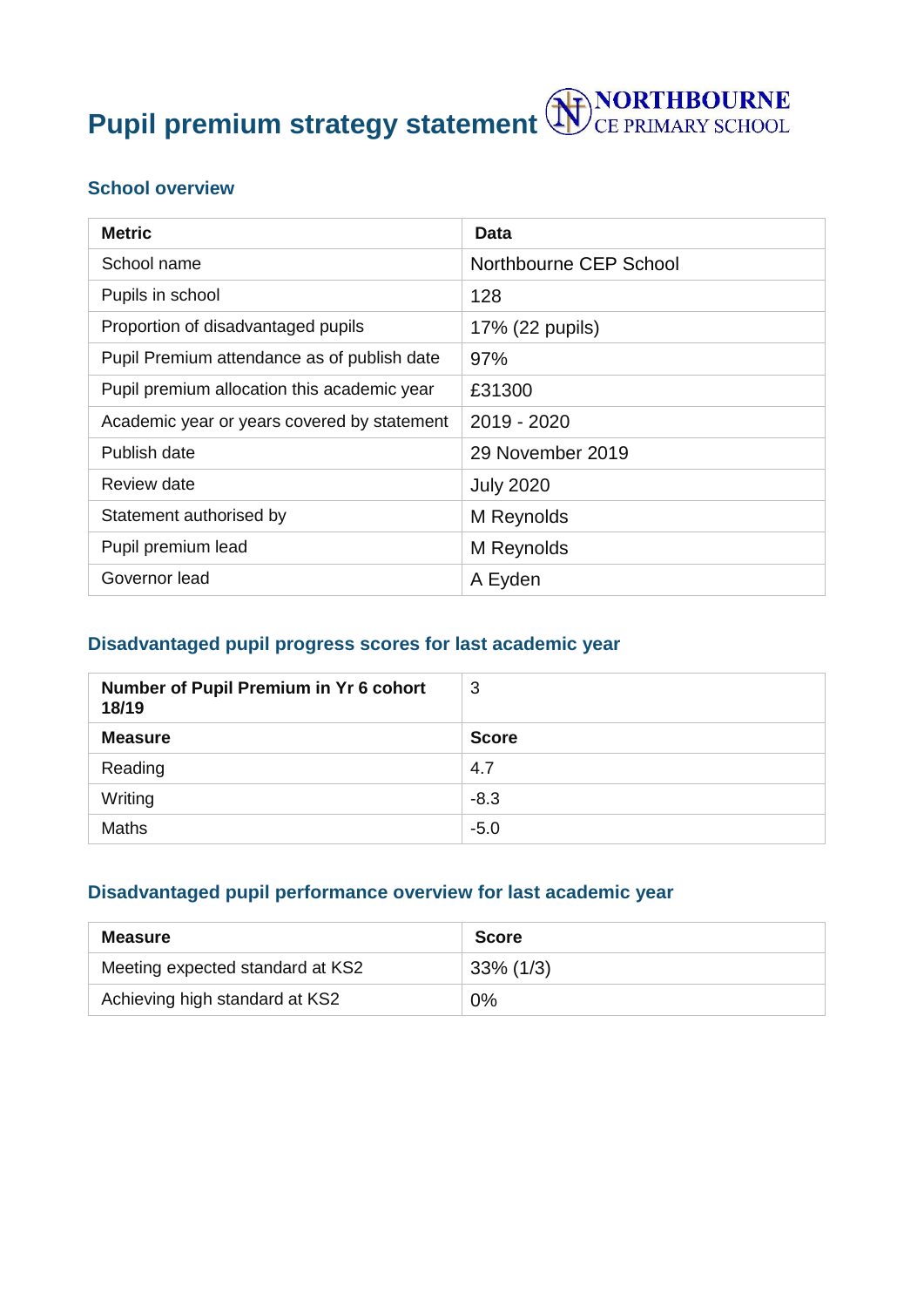# Pupil premium strategy statement

NORTHBOURNE CE PRIMARY SCHOOL

## School overview

| Metric | Data |
|---|---|
| School name | Northbourne CEP School |
| Pupils in school | 128 |
| Proportion of disadvantaged pupils | 17% (22 pupils) |
| Pupil Premium attendance as of publish date | 97% |
| Pupil premium allocation this academic year | £31300 |
| Academic year or years covered by statement | 2019 - 2020 |
| Publish date | 29 November 2019 |
| Review date | July 2020 |
| Statement authorised by | M Reynolds |
| Pupil premium lead | M Reynolds |
| Governor lead | A Eyden |

## Disadvantaged pupil progress scores for last academic year

| **Number of Pupil Premium in Yr 6 cohort 18/19** | 3 |
|---|---|
| **Measure** | **Score** |
| Reading | 4.7 |
| Writing | -8.3 |
| Maths | -5.0 |

## Disadvantaged pupil performance overview for last academic year

| Measure | Score |
|---|---|
| Meeting expected standard at KS2 | 33% (1/3) |
| Achieving high standard at KS2 | 0% |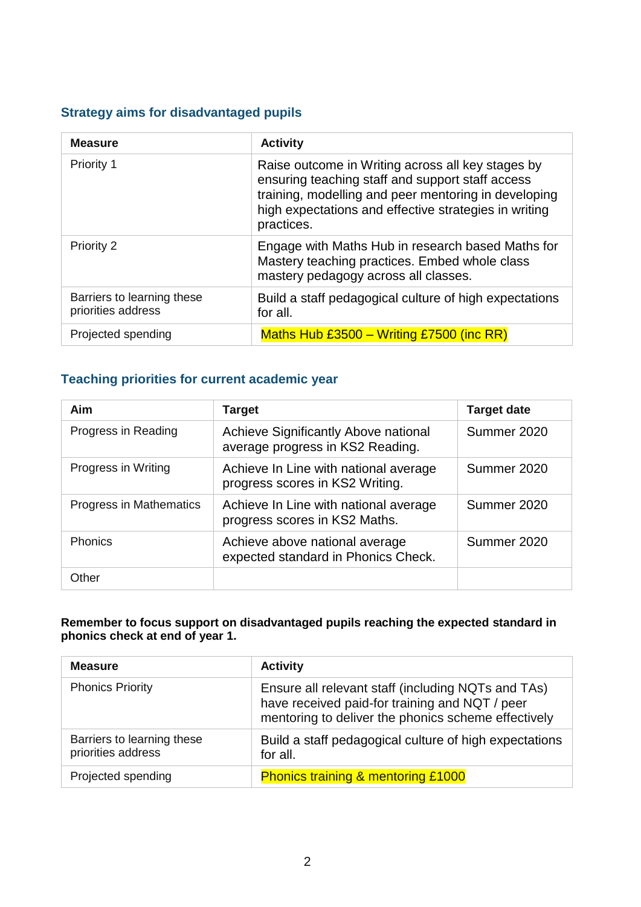## Strategy aims for disadvantaged pupils

| Measure | Activity |
|---|---|
| Priority 1 | Raise outcome in Writing across all key stages by ensuring teaching staff and support staff access training, modelling and peer mentoring in developing high expectations and effective strategies in writing practices. |
| Priority 2 | Engage with Maths Hub in research based Maths for Mastery teaching practices. Embed whole class mastery pedagogy across all classes. |
| Barriers to learning these priorities address | Build a staff pedagogical culture of high expectations for all. |
| Projected spending | Maths Hub £3500 – Writing £7500 (inc RR) |

## Teaching priorities for current academic year

| Aim | Target | Target date |
|---|---|---|
| Progress in Reading | Achieve Significantly Above national average progress in KS2 Reading. | Summer 2020 |
| Progress in Writing | Achieve In Line with national average progress scores in KS2 Writing. | Summer 2020 |
| Progress in Mathematics | Achieve In Line with national average progress scores in KS2 Maths. | Summer 2020 |
| Phonics | Achieve above national average expected standard in Phonics Check. | Summer 2020 |
| Other | | |

**Remember to focus support on disadvantaged pupils reaching the expected standard in phonics check at end of year 1.**

| Measure | Activity |
|---|---|
| Phonics Priority | Ensure all relevant staff (including NQTs and TAs) have received paid-for training and NQT / peer mentoring to deliver the phonics scheme effectively |
| Barriers to learning these priorities address | Build a staff pedagogical culture of high expectations for all. |
| Projected spending | Phonics training & mentoring £1000 |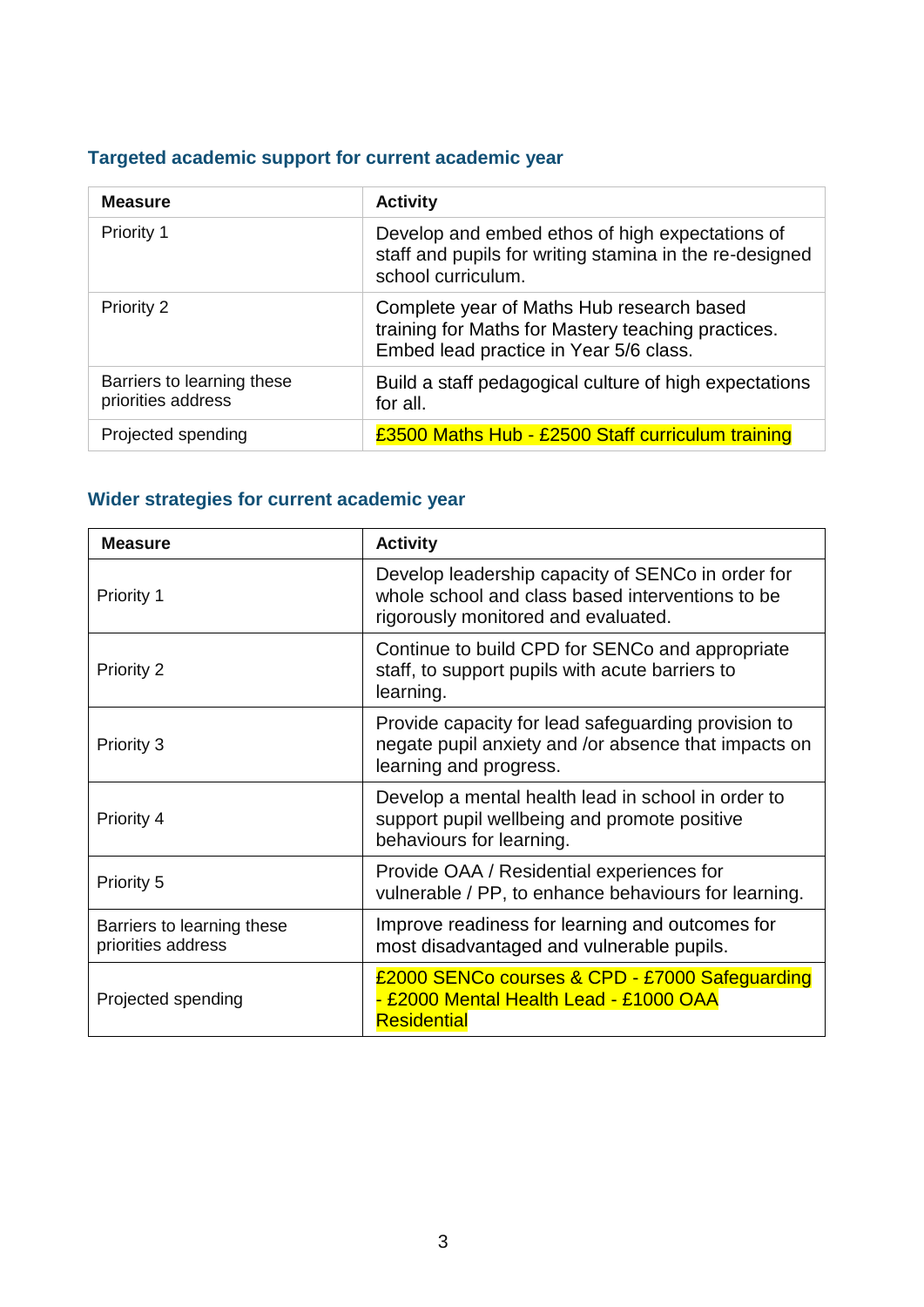### Targeted academic support for current academic year

| Measure | Activity |
| --- | --- |
| Priority 1 | Develop and embed ethos of high expectations of staff and pupils for writing stamina in the re-designed school curriculum. |
| Priority 2 | Complete year of Maths Hub research based training for Maths for Mastery teaching practices. Embed lead practice in Year 5/6 class. |
| Barriers to learning these priorities address | Build a staff pedagogical culture of high expectations for all. |
| Projected spending | £3500 Maths Hub - £2500 Staff curriculum training |

### Wider strategies for current academic year

| Measure | Activity |
| --- | --- |
| Priority 1 | Develop leadership capacity of SENCo in order for whole school and class based interventions to be rigorously monitored and evaluated. |
| Priority 2 | Continue to build CPD for SENCo and appropriate staff, to support pupils with acute barriers to learning. |
| Priority 3 | Provide capacity for lead safeguarding provision to negate pupil anxiety and /or absence that impacts on learning and progress. |
| Priority 4 | Develop a mental health lead in school in order to support pupil wellbeing and promote positive behaviours for learning. |
| Priority 5 | Provide OAA / Residential experiences for vulnerable / PP, to enhance behaviours for learning. |
| Barriers to learning these priorities address | Improve readiness for learning and outcomes for most disadvantaged and vulnerable pupils. |
| Projected spending | £2000 SENCo courses & CPD - £7000 Safeguarding - £2000 Mental Health Lead - £1000 OAA Residential |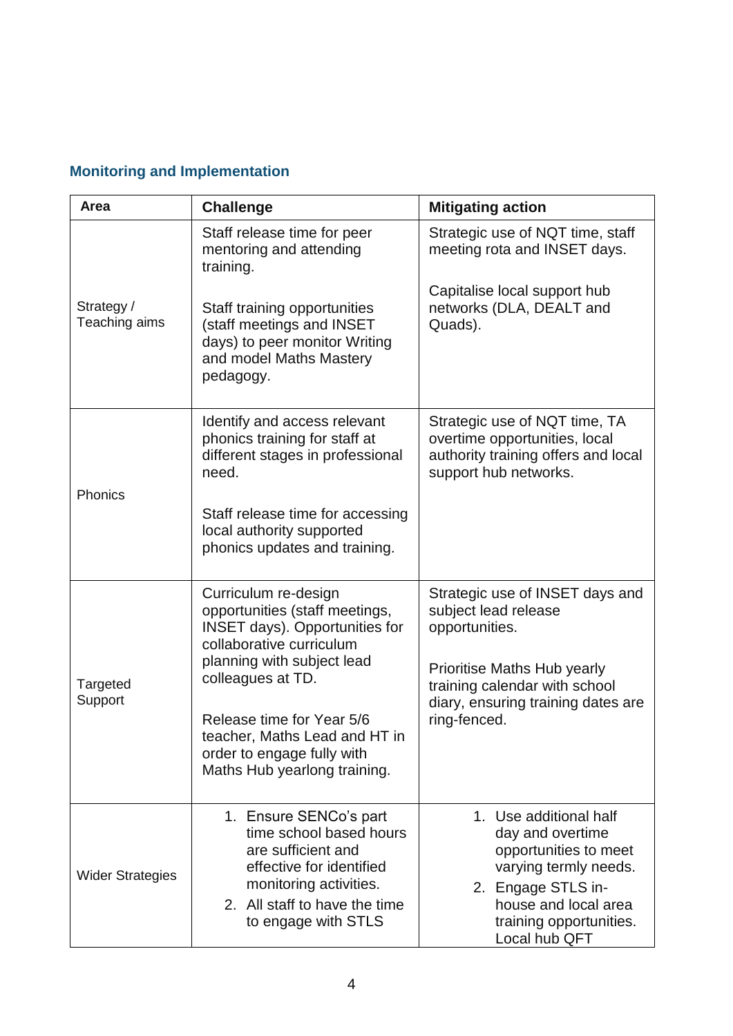## Monitoring and Implementation

| Area | Challenge | Mitigating action |
|---|---|---|
| Strategy / Teaching aims | Staff release time for peer mentoring and attending training.<br><br>Staff training opportunities (staff meetings and INSET days) to peer monitor Writing and model Maths Mastery pedagogy. | Strategic use of NQT time, staff meeting rota and INSET days.<br><br>Capitalise local support hub networks (DLA, DEALT and Quads). |
| Phonics | Identify and access relevant phonics training for staff at different stages in professional need.<br><br>Staff release time for accessing local authority supported phonics updates and training. | Strategic use of NQT time, TA overtime opportunities, local authority training offers and local support hub networks. |
| Targeted Support | Curriculum re-design opportunities (staff meetings, INSET days). Opportunities for collaborative curriculum planning with subject lead colleagues at TD.<br><br>Release time for Year 5/6 teacher, Maths Lead and HT in order to engage fully with Maths Hub yearlong training. | Strategic use of INSET days and subject lead release opportunities.<br><br>Prioritise Maths Hub yearly training calendar with school diary, ensuring training dates are ring-fenced. |
| Wider Strategies | 1. Ensure SENCo's part time school based hours are sufficient and effective for identified monitoring activities.<br>2. All staff to have the time to engage with STLS | 1. Use additional half day and overtime opportunities to meet varying termly needs.<br>2. Engage STLS in-house and local area training opportunities. Local hub QFT |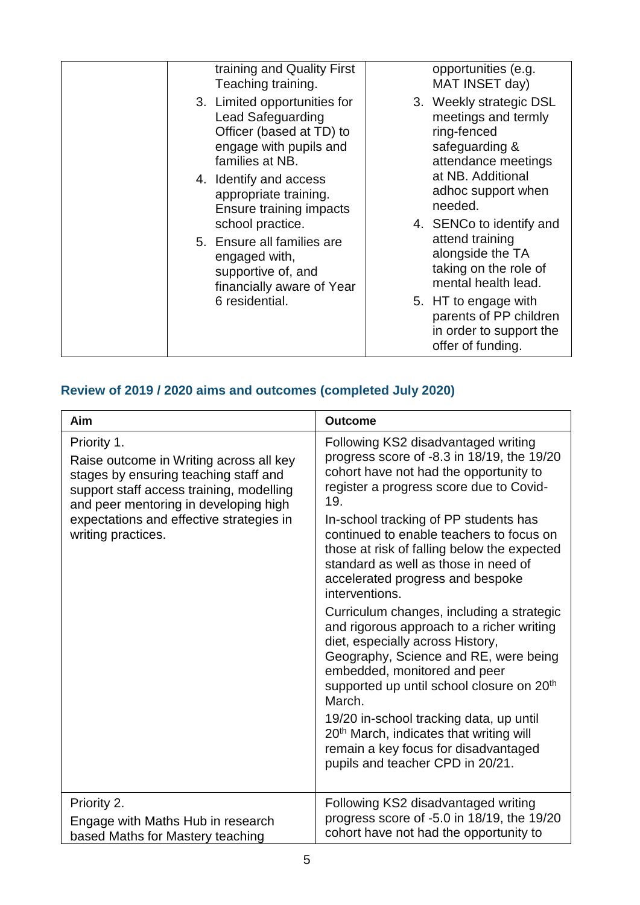| | training and Quality First Teaching training.<br>3. Limited opportunities for Lead Safeguarding Officer (based at TD) to engage with pupils and families at NB.<br>4. Identify and access appropriate training. Ensure training impacts school practice.<br>5. Ensure all families are engaged with, supportive of, and financially aware of Year 6 residential. | opportunities (e.g. MAT INSET day)<br>3. Weekly strategic DSL meetings and termly ring-fenced safeguarding & attendance meetings at NB. Additional adhoc support when needed.<br>4. SENCo to identify and attend training alongside the TA taking on the role of mental health lead.<br>5. HT to engage with parents of PP children in order to support the offer of funding. |
|---|---|---|

## Review of 2019 / 2020 aims and outcomes (completed July 2020)

| Aim | Outcome |
|---|---|
| Priority 1.<br>Raise outcome in Writing across all key stages by ensuring teaching staff and support staff access training, modelling and peer mentoring in developing high expectations and effective strategies in writing practices. | Following KS2 disadvantaged writing progress score of -8.3 in 18/19, the 19/20 cohort have not had the opportunity to register a progress score due to Covid-19.<br>In-school tracking of PP students has continued to enable teachers to focus on those at risk of falling below the expected standard as well as those in need of accelerated progress and bespoke interventions.<br>Curriculum changes, including a strategic and rigorous approach to a richer writing diet, especially across History, Geography, Science and RE, were being embedded, monitored and peer supported up until school closure on 20th March.<br>19/20 in-school tracking data, up until 20th March, indicates that writing will remain a key focus for disadvantaged pupils and teacher CPD in 20/21. |
| Priority 2.<br>Engage with Maths Hub in research based Maths for Mastery teaching | Following KS2 disadvantaged writing progress score of -5.0 in 18/19, the 19/20 cohort have not had the opportunity to |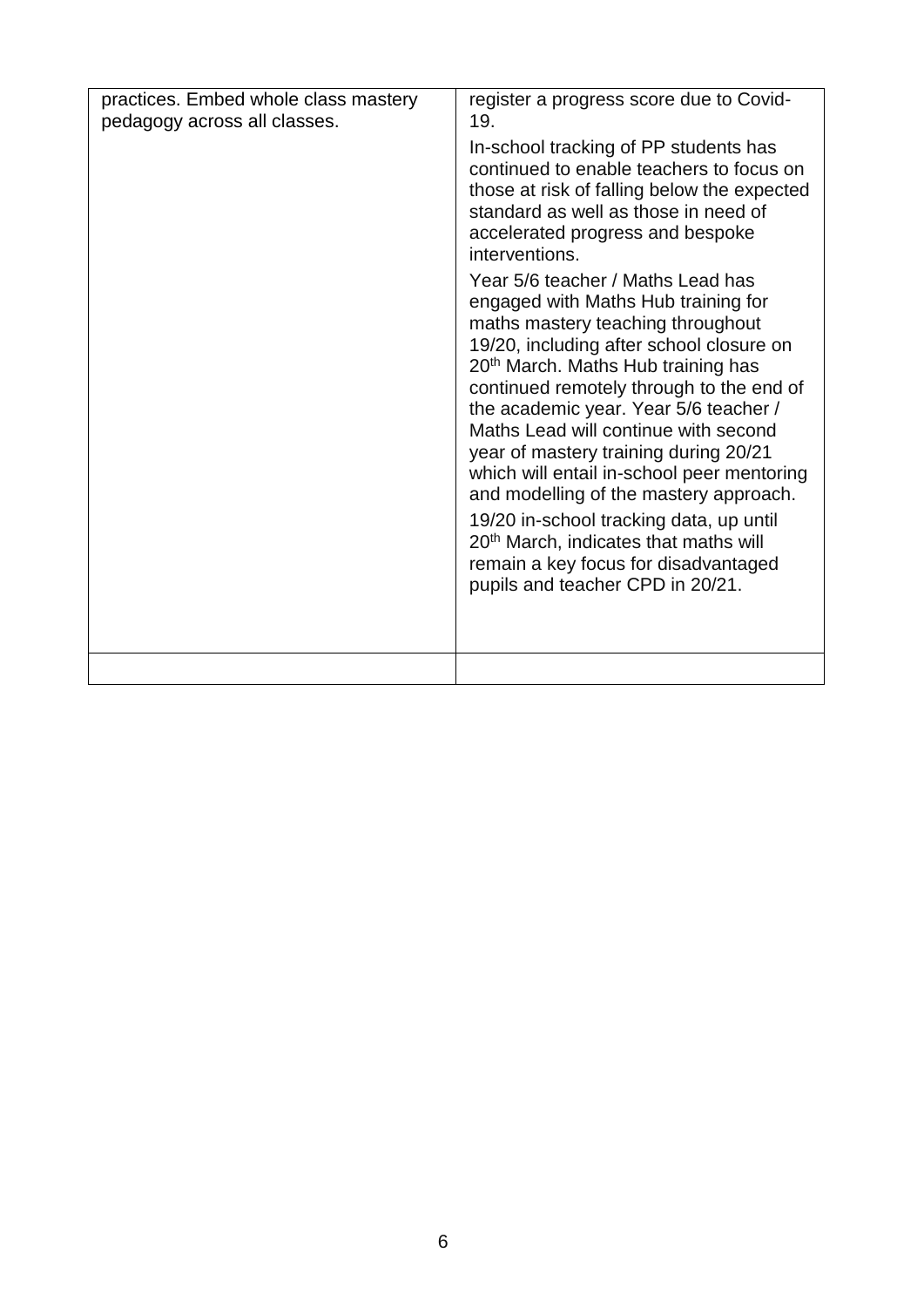| | |
|---|---|
| practices. Embed whole class mastery pedagogy across all classes. | register a progress score due to Covid-19.<br><br>In-school tracking of PP students has continued to enable teachers to focus on those at risk of falling below the expected standard as well as those in need of accelerated progress and bespoke interventions.<br><br>Year 5/6 teacher / Maths Lead has engaged with Maths Hub training for maths mastery teaching throughout 19/20, including after school closure on 20th March. Maths Hub training has continued remotely through to the end of the academic year. Year 5/6 teacher / Maths Lead will continue with second year of mastery training during 20/21 which will entail in-school peer mentoring and modelling of the mastery approach.<br><br>19/20 in-school tracking data, up until 20th March, indicates that maths will remain a key focus for disadvantaged pupils and teacher CPD in 20/21. |
| | |